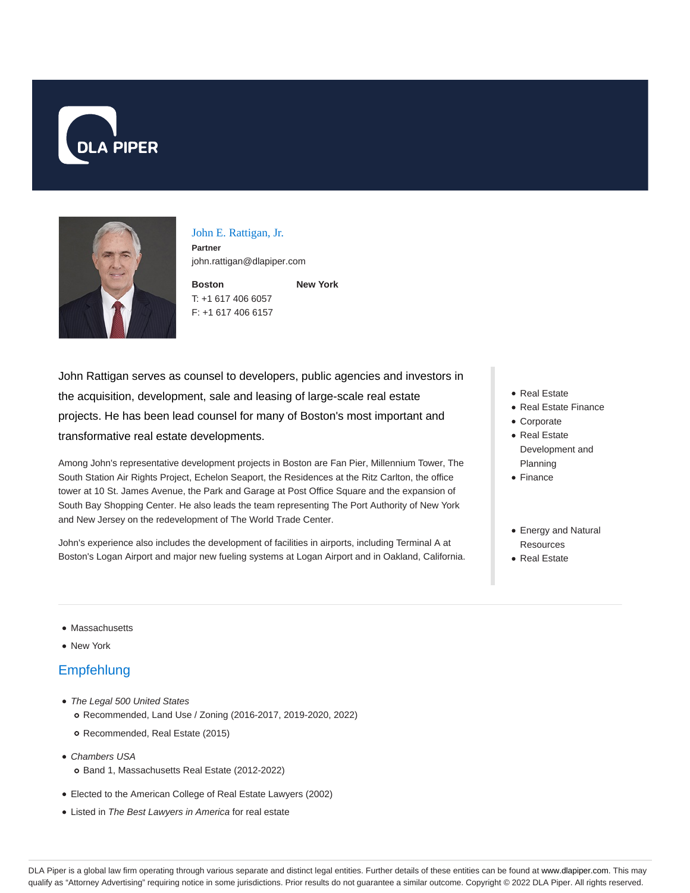DLA PIPER

John E. Rattigan, Jr.

**Partner**

john.rattigan@dlapiper.com

**Boston**

T: +1 617 406 6057

F: +1 617 406 6157

**New York**

John Rattigan serves as counsel to developers, public agencies and investors in the acquisition, development, sale and leasing of large-scale real estate projects. He has been lead counsel for many of Boston's most important and transformative real estate developments.

Among John's representative development projects in Boston are Fan Pier, Millennium Tower, The South Station Air Rights Project, Echelon Seaport, the Residences at the Ritz Carlton, the office tower at 10 St. James Avenue, the Park and Garage at Post Office Square and the expansion of South Bay Shopping Center. He also leads the team representing The Port Authority of New York and New Jersey on the redevelopment of The World Trade Center.

John's experience also includes the development of facilities in airports, including Terminal A at Boston's Logan Airport and major new fueling systems at Logan Airport and in Oakland, California.

- Real Estate
- Real Estate Finance
- Corporate
- Real Estate Development and Planning
- Finance

- Energy and Natural Resources
- Real Estate

- Massachusetts
- New York

## Empfehlung

- *The Legal 500 United States*
  - Recommended, Land Use / Zoning (2016-2017, 2019-2020, 2022)
  - Recommended, Real Estate (2015)
- *Chambers USA*
  - Band 1, Massachusetts Real Estate (2012-2022)
- Elected to the American College of Real Estate Lawyers (2002)
- Listed in *The Best Lawyers in America* for real estate

DLA Piper is a global law firm operating through various separate and distinct legal entities. Further details of these entities can be found at www.dlapiper.com. This may qualify as "Attorney Advertising" requiring notice in some jurisdictions. Prior results do not guarantee a similar outcome. Copyright © 2022 DLA Piper. All rights reserved.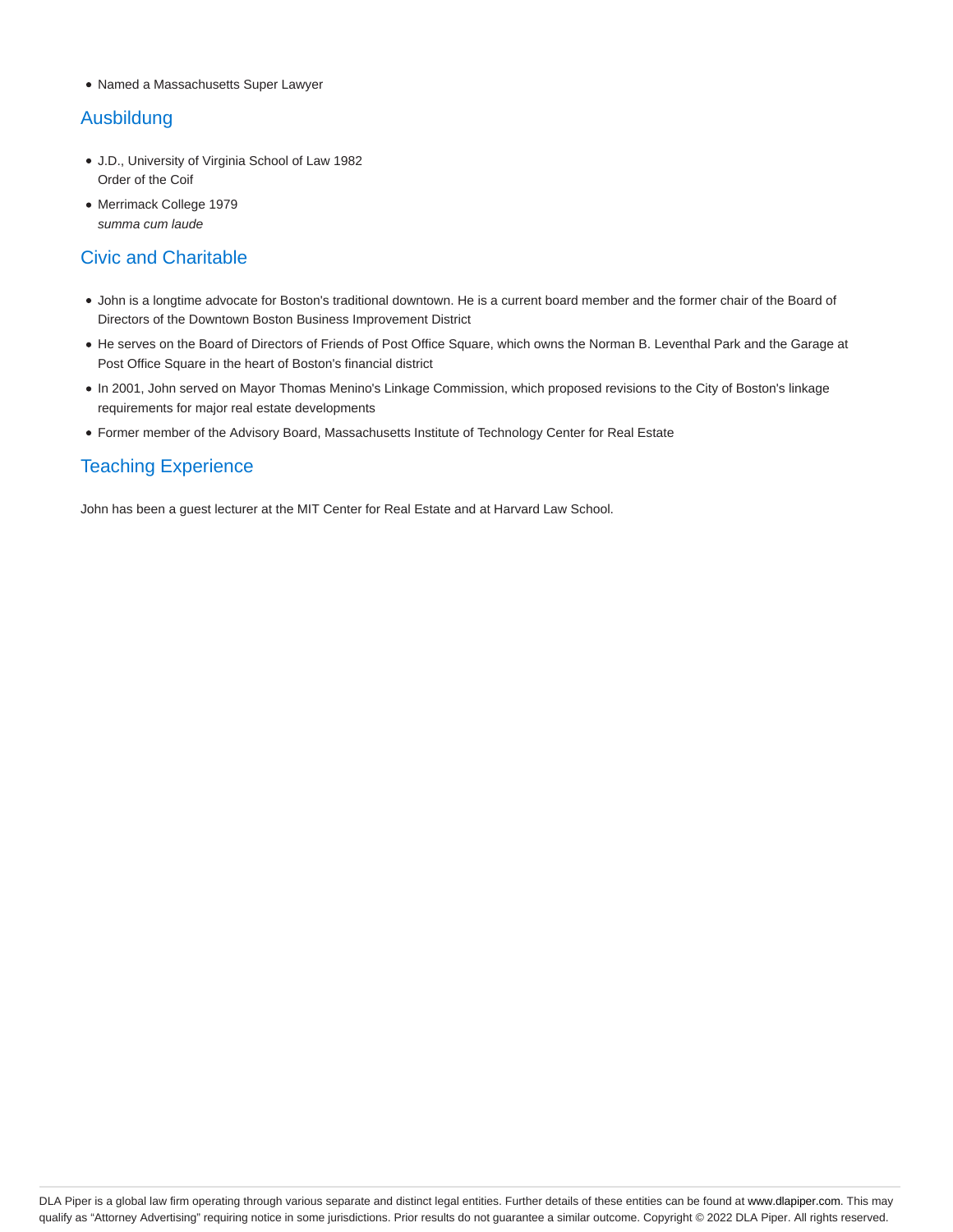- Named a Massachusetts Super Lawyer

## Ausbildung

- J.D., University of Virginia School of Law 1982
  Order of the Coif
- Merrimack College 1979
  *summa cum laude*

## Civic and Charitable

- John is a longtime advocate for Boston's traditional downtown. He is a current board member and the former chair of the Board of Directors of the Downtown Boston Business Improvement District
- He serves on the Board of Directors of Friends of Post Office Square, which owns the Norman B. Leventhal Park and the Garage at Post Office Square in the heart of Boston's financial district
- In 2001, John served on Mayor Thomas Menino's Linkage Commission, which proposed revisions to the City of Boston's linkage requirements for major real estate developments
- Former member of the Advisory Board, Massachusetts Institute of Technology Center for Real Estate

## Teaching Experience

John has been a guest lecturer at the MIT Center for Real Estate and at Harvard Law School.

DLA Piper is a global law firm operating through various separate and distinct legal entities. Further details of these entities can be found at www.dlapiper.com. This may qualify as "Attorney Advertising" requiring notice in some jurisdictions. Prior results do not guarantee a similar outcome. Copyright © 2022 DLA Piper. All rights reserved.